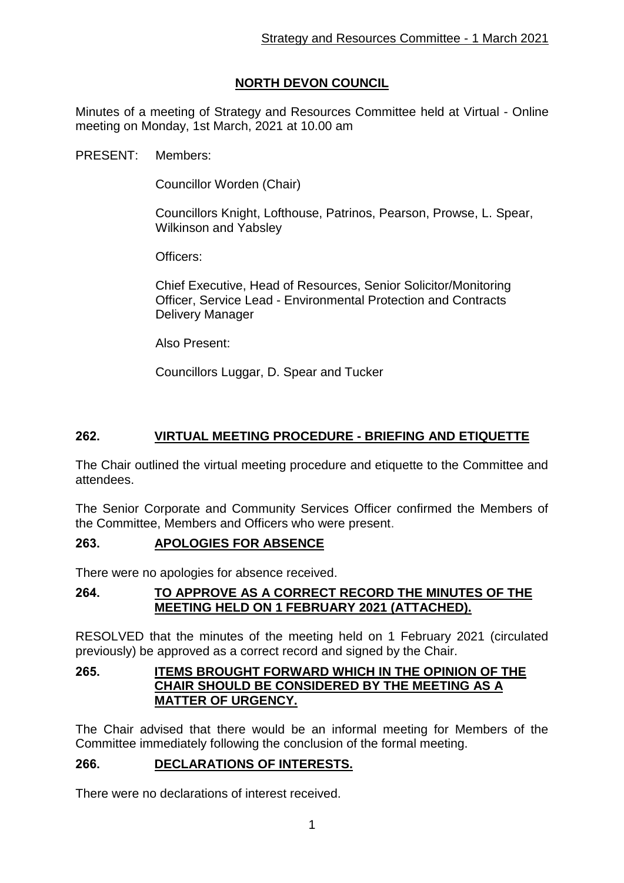# NORTH DEVON COUNCIL

Minutes of a meeting of Strategy and Resources Committee held at Virtual - Online meeting on Monday, 1st March, 2021 at 10.00 am

PRESENT: Members:

Councillor Worden (Chair)

Councillors Knight, Lofthouse, Patrinos, Pearson, Prowse, L. Spear, Wilkinson and Yabsley

Officers:

Chief Executive, Head of Resources, Senior Solicitor/Monitoring Officer, Service Lead - Environmental Protection and Contracts Delivery Manager

Also Present:

Councillors Luggar, D. Spear and Tucker

## 262. VIRTUAL MEETING PROCEDURE - BRIEFING AND ETIQUETTE

The Chair outlined the virtual meeting procedure and etiquette to the Committee and attendees.

The Senior Corporate and Community Services Officer confirmed the Members of the Committee, Members and Officers who were present.

## 263. APOLOGIES FOR ABSENCE

There were no apologies for absence received.

## 264. TO APPROVE AS A CORRECT RECORD THE MINUTES OF THE MEETING HELD ON 1 FEBRUARY 2021 (ATTACHED).

RESOLVED that the minutes of the meeting held on 1 February 2021 (circulated previously) be approved as a correct record and signed by the Chair.

## 265. ITEMS BROUGHT FORWARD WHICH IN THE OPINION OF THE CHAIR SHOULD BE CONSIDERED BY THE MEETING AS A MATTER OF URGENCY.

The Chair advised that there would be an informal meeting for Members of the Committee immediately following the conclusion of the formal meeting.

## 266. DECLARATIONS OF INTERESTS.

There were no declarations of interest received.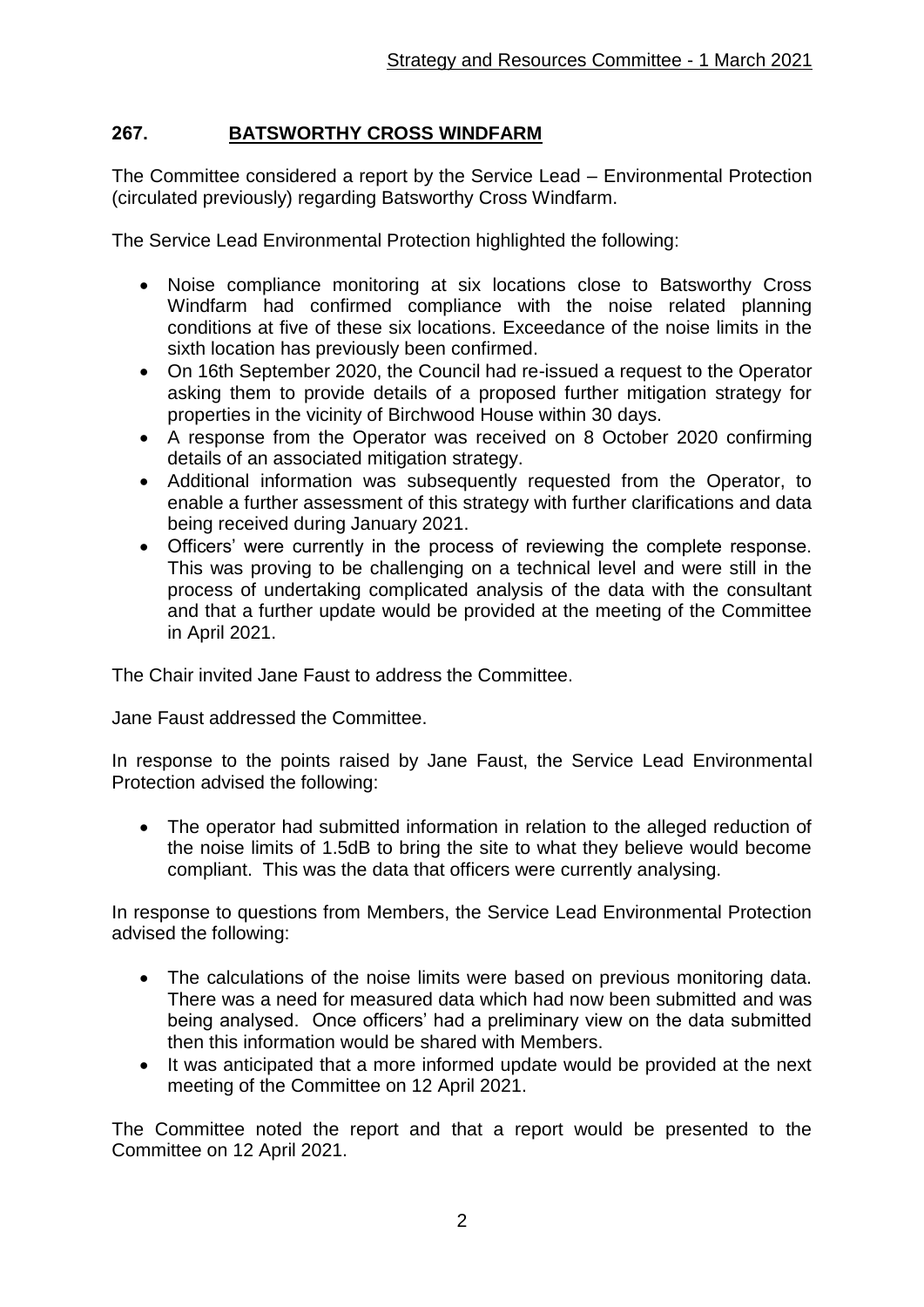## 267. BATSWORTHY CROSS WINDFARM

The Committee considered a report by the Service Lead – Environmental Protection (circulated previously) regarding Batsworthy Cross Windfarm.

The Service Lead Environmental Protection highlighted the following:

- Noise compliance monitoring at six locations close to Batsworthy Cross Windfarm had confirmed compliance with the noise related planning conditions at five of these six locations. Exceedance of the noise limits in the sixth location has previously been confirmed.
- On 16th September 2020, the Council had re-issued a request to the Operator asking them to provide details of a proposed further mitigation strategy for properties in the vicinity of Birchwood House within 30 days.
- A response from the Operator was received on 8 October 2020 confirming details of an associated mitigation strategy.
- Additional information was subsequently requested from the Operator, to enable a further assessment of this strategy with further clarifications and data being received during January 2021.
- Officers' were currently in the process of reviewing the complete response. This was proving to be challenging on a technical level and were still in the process of undertaking complicated analysis of the data with the consultant and that a further update would be provided at the meeting of the Committee in April 2021.

The Chair invited Jane Faust to address the Committee.

Jane Faust addressed the Committee.

In response to the points raised by Jane Faust, the Service Lead Environmental Protection advised the following:

- The operator had submitted information in relation to the alleged reduction of the noise limits of 1.5dB to bring the site to what they believe would become compliant. This was the data that officers were currently analysing.

In response to questions from Members, the Service Lead Environmental Protection advised the following:

- The calculations of the noise limits were based on previous monitoring data. There was a need for measured data which had now been submitted and was being analysed. Once officers' had a preliminary view on the data submitted then this information would be shared with Members.
- It was anticipated that a more informed update would be provided at the next meeting of the Committee on 12 April 2021.

The Committee noted the report and that a report would be presented to the Committee on 12 April 2021.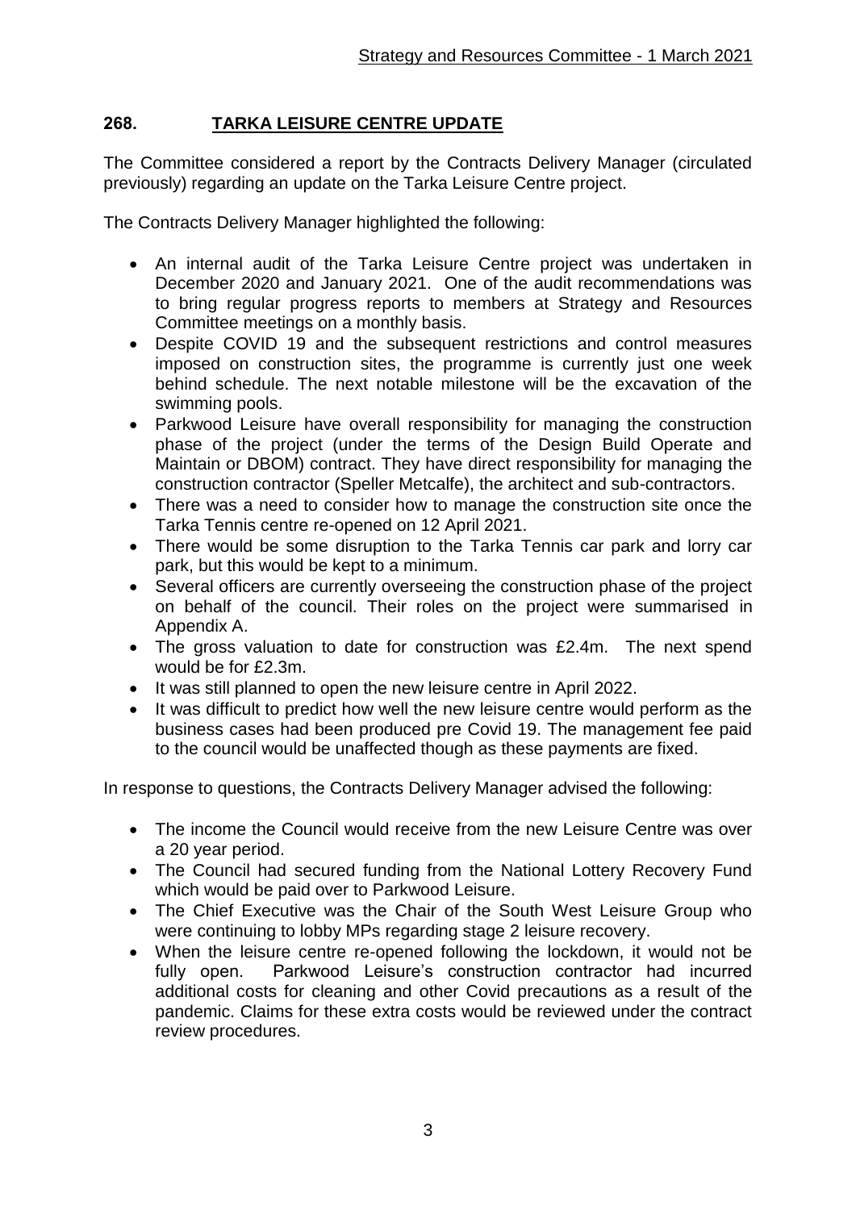## 268. TARKA LEISURE CENTRE UPDATE

The Committee considered a report by the Contracts Delivery Manager (circulated previously) regarding an update on the Tarka Leisure Centre project.

The Contracts Delivery Manager highlighted the following:

- An internal audit of the Tarka Leisure Centre project was undertaken in December 2020 and January 2021. One of the audit recommendations was to bring regular progress reports to members at Strategy and Resources Committee meetings on a monthly basis.
- Despite COVID 19 and the subsequent restrictions and control measures imposed on construction sites, the programme is currently just one week behind schedule. The next notable milestone will be the excavation of the swimming pools.
- Parkwood Leisure have overall responsibility for managing the construction phase of the project (under the terms of the Design Build Operate and Maintain or DBOM) contract. They have direct responsibility for managing the construction contractor (Speller Metcalfe), the architect and sub-contractors.
- There was a need to consider how to manage the construction site once the Tarka Tennis centre re-opened on 12 April 2021.
- There would be some disruption to the Tarka Tennis car park and lorry car park, but this would be kept to a minimum.
- Several officers are currently overseeing the construction phase of the project on behalf of the council. Their roles on the project were summarised in Appendix A.
- The gross valuation to date for construction was £2.4m. The next spend would be for £2.3m.
- It was still planned to open the new leisure centre in April 2022.
- It was difficult to predict how well the new leisure centre would perform as the business cases had been produced pre Covid 19. The management fee paid to the council would be unaffected though as these payments are fixed.

In response to questions, the Contracts Delivery Manager advised the following:

- The income the Council would receive from the new Leisure Centre was over a 20 year period.
- The Council had secured funding from the National Lottery Recovery Fund which would be paid over to Parkwood Leisure.
- The Chief Executive was the Chair of the South West Leisure Group who were continuing to lobby MPs regarding stage 2 leisure recovery.
- When the leisure centre re-opened following the lockdown, it would not be fully open. Parkwood Leisure's construction contractor had incurred additional costs for cleaning and other Covid precautions as a result of the pandemic. Claims for these extra costs would be reviewed under the contract review procedures.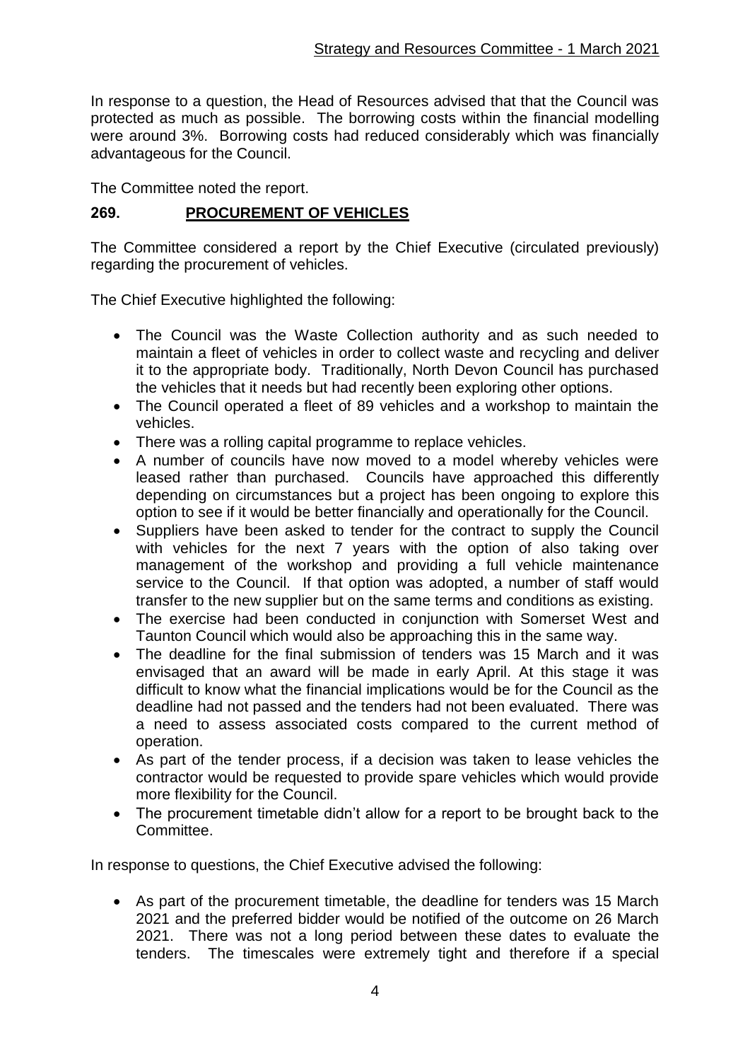In response to a question, the Head of Resources advised that that the Council was protected as much as possible. The borrowing costs within the financial modelling were around 3%. Borrowing costs had reduced considerably which was financially advantageous for the Council.

The Committee noted the report.

## 269. PROCUREMENT OF VEHICLES

The Committee considered a report by the Chief Executive (circulated previously) regarding the procurement of vehicles.

The Chief Executive highlighted the following:

- The Council was the Waste Collection authority and as such needed to maintain a fleet of vehicles in order to collect waste and recycling and deliver it to the appropriate body. Traditionally, North Devon Council has purchased the vehicles that it needs but had recently been exploring other options.
- The Council operated a fleet of 89 vehicles and a workshop to maintain the vehicles.
- There was a rolling capital programme to replace vehicles.
- A number of councils have now moved to a model whereby vehicles were leased rather than purchased. Councils have approached this differently depending on circumstances but a project has been ongoing to explore this option to see if it would be better financially and operationally for the Council.
- Suppliers have been asked to tender for the contract to supply the Council with vehicles for the next 7 years with the option of also taking over management of the workshop and providing a full vehicle maintenance service to the Council. If that option was adopted, a number of staff would transfer to the new supplier but on the same terms and conditions as existing.
- The exercise had been conducted in conjunction with Somerset West and Taunton Council which would also be approaching this in the same way.
- The deadline for the final submission of tenders was 15 March and it was envisaged that an award will be made in early April. At this stage it was difficult to know what the financial implications would be for the Council as the deadline had not passed and the tenders had not been evaluated. There was a need to assess associated costs compared to the current method of operation.
- As part of the tender process, if a decision was taken to lease vehicles the contractor would be requested to provide spare vehicles which would provide more flexibility for the Council.
- The procurement timetable didn't allow for a report to be brought back to the Committee.

In response to questions, the Chief Executive advised the following:

- As part of the procurement timetable, the deadline for tenders was 15 March 2021 and the preferred bidder would be notified of the outcome on 26 March 2021. There was not a long period between these dates to evaluate the tenders. The timescales were extremely tight and therefore if a special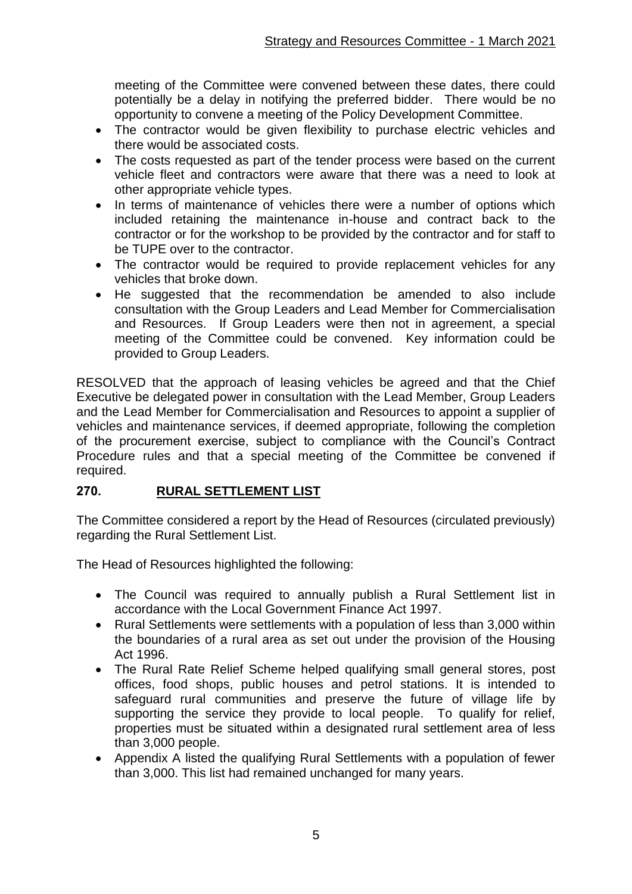meeting of the Committee were convened between these dates, there could potentially be a delay in notifying the preferred bidder. There would be no opportunity to convene a meeting of the Policy Development Committee.

- The contractor would be given flexibility to purchase electric vehicles and there would be associated costs.
- The costs requested as part of the tender process were based on the current vehicle fleet and contractors were aware that there was a need to look at other appropriate vehicle types.
- In terms of maintenance of vehicles there were a number of options which included retaining the maintenance in-house and contract back to the contractor or for the workshop to be provided by the contractor and for staff to be TUPE over to the contractor.
- The contractor would be required to provide replacement vehicles for any vehicles that broke down.
- He suggested that the recommendation be amended to also include consultation with the Group Leaders and Lead Member for Commercialisation and Resources. If Group Leaders were then not in agreement, a special meeting of the Committee could be convened. Key information could be provided to Group Leaders.

RESOLVED that the approach of leasing vehicles be agreed and that the Chief Executive be delegated power in consultation with the Lead Member, Group Leaders and the Lead Member for Commercialisation and Resources to appoint a supplier of vehicles and maintenance services, if deemed appropriate, following the completion of the procurement exercise, subject to compliance with the Council's Contract Procedure rules and that a special meeting of the Committee be convened if required.

## 270. RURAL SETTLEMENT LIST

The Committee considered a report by the Head of Resources (circulated previously) regarding the Rural Settlement List.

The Head of Resources highlighted the following:

- The Council was required to annually publish a Rural Settlement list in accordance with the Local Government Finance Act 1997.
- Rural Settlements were settlements with a population of less than 3,000 within the boundaries of a rural area as set out under the provision of the Housing Act 1996.
- The Rural Rate Relief Scheme helped qualifying small general stores, post offices, food shops, public houses and petrol stations. It is intended to safeguard rural communities and preserve the future of village life by supporting the service they provide to local people. To qualify for relief, properties must be situated within a designated rural settlement area of less than 3,000 people.
- Appendix A listed the qualifying Rural Settlements with a population of fewer than 3,000. This list had remained unchanged for many years.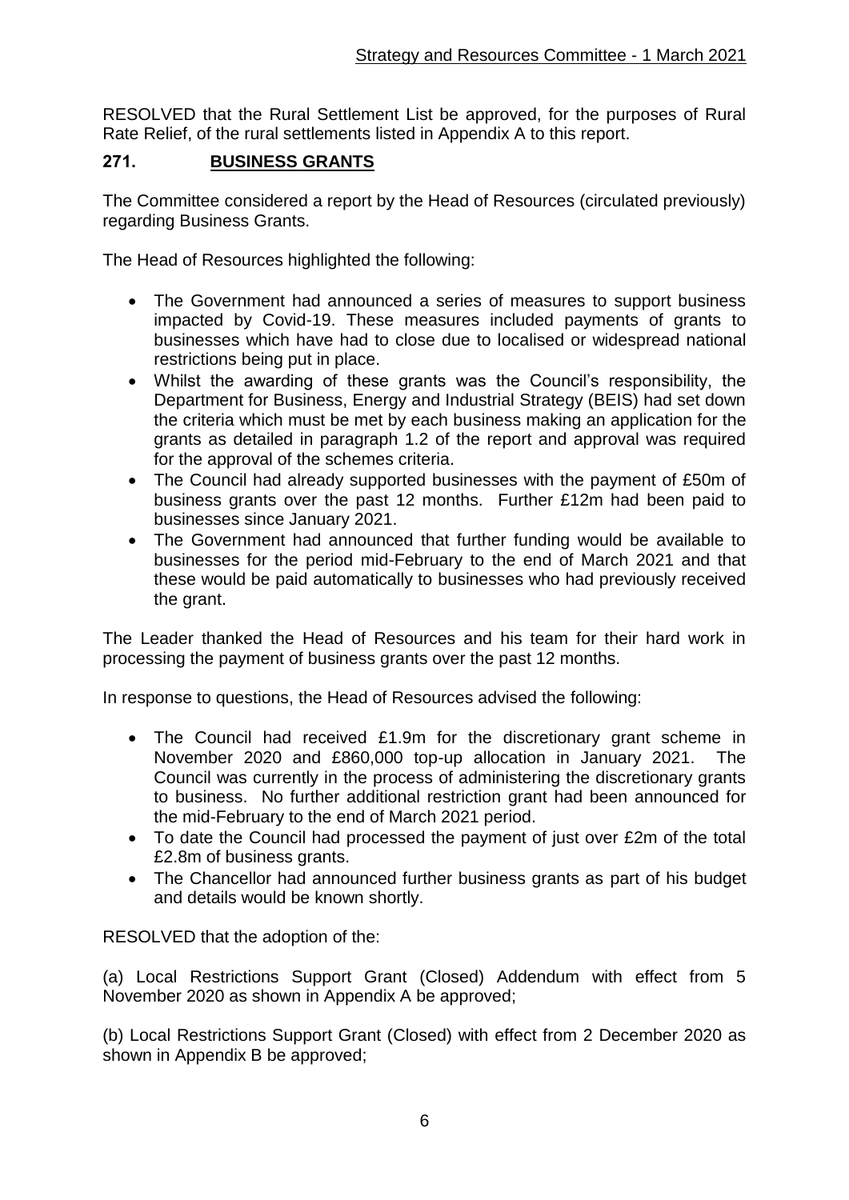RESOLVED that the Rural Settlement List be approved, for the purposes of Rural Rate Relief, of the rural settlements listed in Appendix A to this report.

## 271. BUSINESS GRANTS

The Committee considered a report by the Head of Resources (circulated previously) regarding Business Grants.

The Head of Resources highlighted the following:

- The Government had announced a series of measures to support business impacted by Covid-19. These measures included payments of grants to businesses which have had to close due to localised or widespread national restrictions being put in place.
- Whilst the awarding of these grants was the Council's responsibility, the Department for Business, Energy and Industrial Strategy (BEIS) had set down the criteria which must be met by each business making an application for the grants as detailed in paragraph 1.2 of the report and approval was required for the approval of the schemes criteria.
- The Council had already supported businesses with the payment of £50m of business grants over the past 12 months. Further £12m had been paid to businesses since January 2021.
- The Government had announced that further funding would be available to businesses for the period mid-February to the end of March 2021 and that these would be paid automatically to businesses who had previously received the grant.

The Leader thanked the Head of Resources and his team for their hard work in processing the payment of business grants over the past 12 months.

In response to questions, the Head of Resources advised the following:

- The Council had received £1.9m for the discretionary grant scheme in November 2020 and £860,000 top-up allocation in January 2021. The Council was currently in the process of administering the discretionary grants to business. No further additional restriction grant had been announced for the mid-February to the end of March 2021 period.
- To date the Council had processed the payment of just over £2m of the total £2.8m of business grants.
- The Chancellor had announced further business grants as part of his budget and details would be known shortly.

RESOLVED that the adoption of the:

(a) Local Restrictions Support Grant (Closed) Addendum with effect from 5 November 2020 as shown in Appendix A be approved;

(b) Local Restrictions Support Grant (Closed) with effect from 2 December 2020 as shown in Appendix B be approved;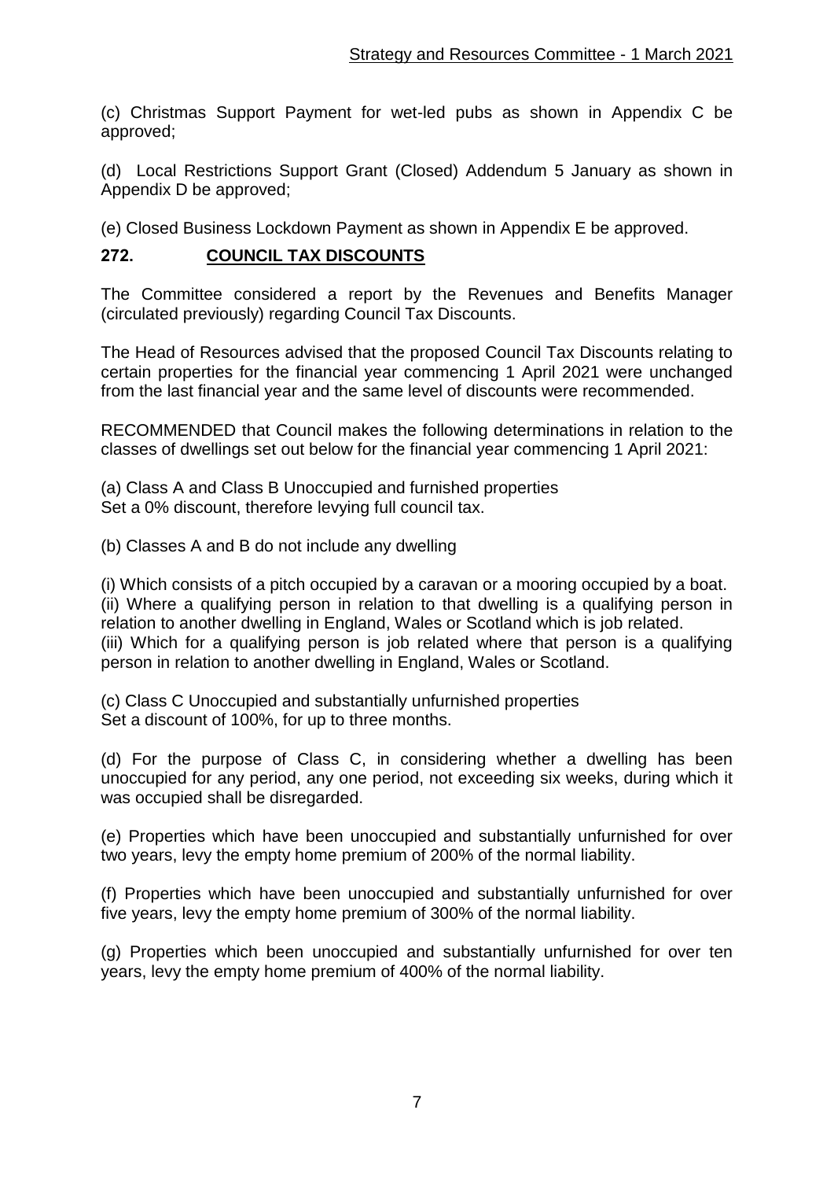(c) Christmas Support Payment for wet-led pubs as shown in Appendix C be approved;

(d) Local Restrictions Support Grant (Closed) Addendum 5 January as shown in Appendix D be approved;

(e) Closed Business Lockdown Payment as shown in Appendix E be approved.

## 272. COUNCIL TAX DISCOUNTS

The Committee considered a report by the Revenues and Benefits Manager (circulated previously) regarding Council Tax Discounts.

The Head of Resources advised that the proposed Council Tax Discounts relating to certain properties for the financial year commencing 1 April 2021 were unchanged from the last financial year and the same level of discounts were recommended.

RECOMMENDED that Council makes the following determinations in relation to the classes of dwellings set out below for the financial year commencing 1 April 2021:

(a) Class A and Class B Unoccupied and furnished properties
Set a 0% discount, therefore levying full council tax.

(b) Classes A and B do not include any dwelling

(i) Which consists of a pitch occupied by a caravan or a mooring occupied by a boat.
(ii) Where a qualifying person in relation to that dwelling is a qualifying person in relation to another dwelling in England, Wales or Scotland which is job related.
(iii) Which for a qualifying person is job related where that person is a qualifying person in relation to another dwelling in England, Wales or Scotland.

(c) Class C Unoccupied and substantially unfurnished properties
Set a discount of 100%, for up to three months.

(d) For the purpose of Class C, in considering whether a dwelling has been unoccupied for any period, any one period, not exceeding six weeks, during which it was occupied shall be disregarded.

(e) Properties which have been unoccupied and substantially unfurnished for over two years, levy the empty home premium of 200% of the normal liability.

(f) Properties which have been unoccupied and substantially unfurnished for over five years, levy the empty home premium of 300% of the normal liability.

(g) Properties which been unoccupied and substantially unfurnished for over ten years, levy the empty home premium of 400% of the normal liability.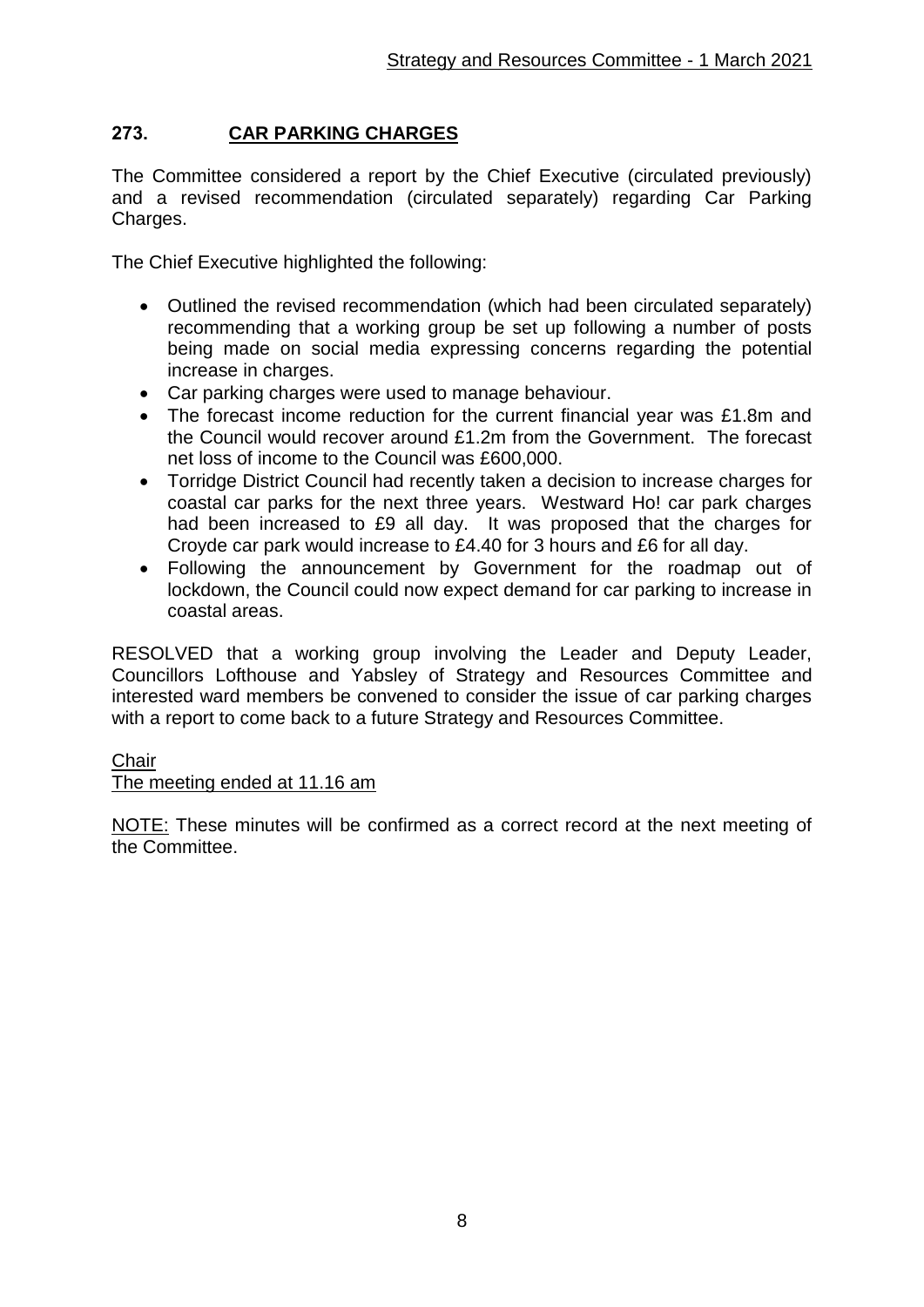## 273. CAR PARKING CHARGES

The Committee considered a report by the Chief Executive (circulated previously) and a revised recommendation (circulated separately) regarding Car Parking Charges.

The Chief Executive highlighted the following:

- Outlined the revised recommendation (which had been circulated separately) recommending that a working group be set up following a number of posts being made on social media expressing concerns regarding the potential increase in charges.
- Car parking charges were used to manage behaviour.
- The forecast income reduction for the current financial year was £1.8m and the Council would recover around £1.2m from the Government. The forecast net loss of income to the Council was £600,000.
- Torridge District Council had recently taken a decision to increase charges for coastal car parks for the next three years. Westward Ho! car park charges had been increased to £9 all day. It was proposed that the charges for Croyde car park would increase to £4.40 for 3 hours and £6 for all day.
- Following the announcement by Government for the roadmap out of lockdown, the Council could now expect demand for car parking to increase in coastal areas.

RESOLVED that a working group involving the Leader and Deputy Leader, Councillors Lofthouse and Yabsley of Strategy and Resources Committee and interested ward members be convened to consider the issue of car parking charges with a report to come back to a future Strategy and Resources Committee.

Chair
The meeting ended at 11.16 am

NOTE: These minutes will be confirmed as a correct record at the next meeting of the Committee.